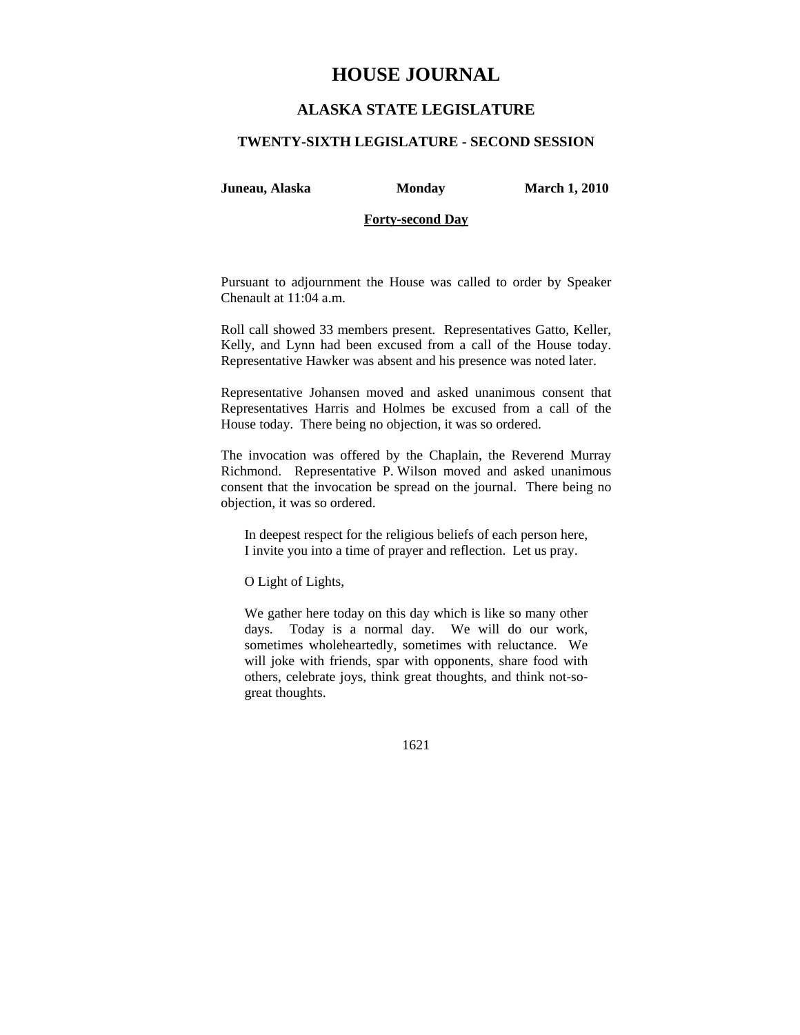# HOUSE JOURNAL

## ALASKA STATE LEGISLATURE

### TWENTY-SIXTH LEGISLATURE - SECOND SESSION

**Juneau, Alaska** **Monday** **March 1, 2010**

**Forty-second Day**

Pursuant to adjournment the House was called to order by Speaker Chenault at 11:04 a.m.

Roll call showed 33 members present. Representatives Gatto, Keller, Kelly, and Lynn had been excused from a call of the House today. Representative Hawker was absent and his presence was noted later.

Representative Johansen moved and asked unanimous consent that Representatives Harris and Holmes be excused from a call of the House today. There being no objection, it was so ordered.

The invocation was offered by the Chaplain, the Reverend Murray Richmond. Representative P. Wilson moved and asked unanimous consent that the invocation be spread on the journal. There being no objection, it was so ordered.

> In deepest respect for the religious beliefs of each person here, I invite you into a time of prayer and reflection. Let us pray.
>
> O Light of Lights,
>
> We gather here today on this day which is like so many other days. Today is a normal day. We will do our work, sometimes wholeheartedly, sometimes with reluctance. We will joke with friends, spar with opponents, share food with others, celebrate joys, think great thoughts, and think not-so-great thoughts.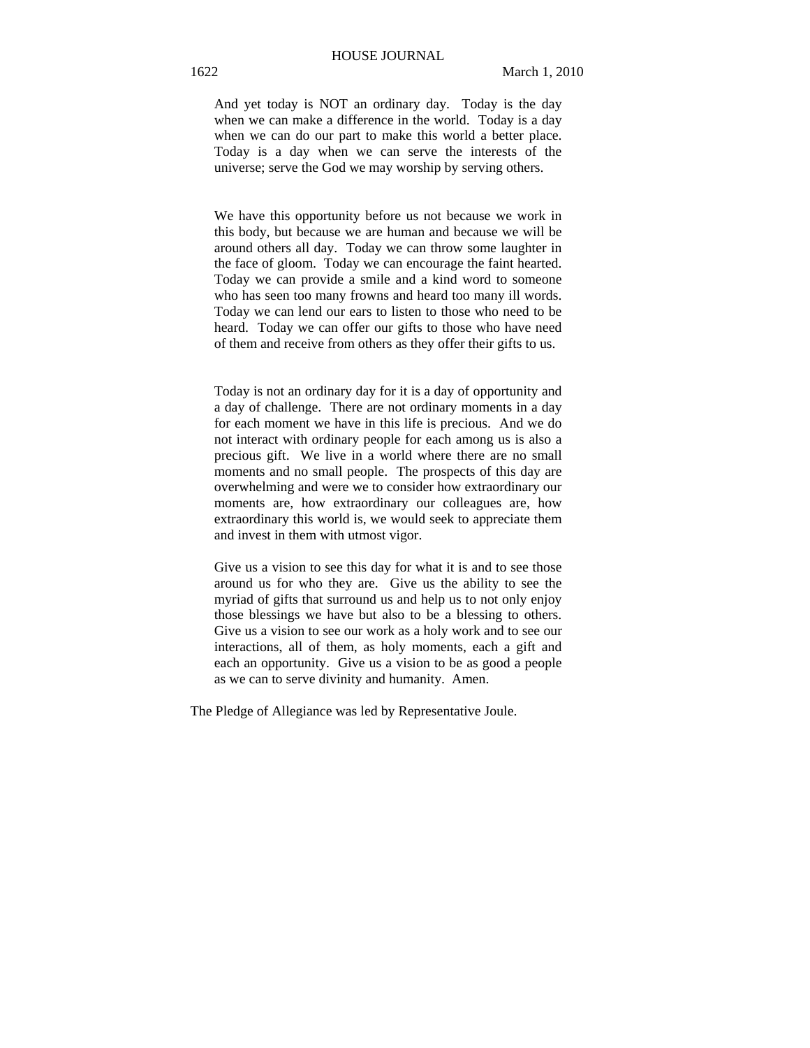And yet today is NOT an ordinary day. Today is the day when we can make a difference in the world. Today is a day when we can do our part to make this world a better place. Today is a day when we can serve the interests of the universe; serve the God we may worship by serving others.

We have this opportunity before us not because we work in this body, but because we are human and because we will be around others all day. Today we can throw some laughter in the face of gloom. Today we can encourage the faint hearted. Today we can provide a smile and a kind word to someone who has seen too many frowns and heard too many ill words. Today we can lend our ears to listen to those who need to be heard. Today we can offer our gifts to those who have need of them and receive from others as they offer their gifts to us.

Today is not an ordinary day for it is a day of opportunity and a day of challenge. There are not ordinary moments in a day for each moment we have in this life is precious. And we do not interact with ordinary people for each among us is also a precious gift. We live in a world where there are no small moments and no small people. The prospects of this day are overwhelming and were we to consider how extraordinary our moments are, how extraordinary our colleagues are, how extraordinary this world is, we would seek to appreciate them and invest in them with utmost vigor.

Give us a vision to see this day for what it is and to see those around us for who they are. Give us the ability to see the myriad of gifts that surround us and help us to not only enjoy those blessings we have but also to be a blessing to others. Give us a vision to see our work as a holy work and to see our interactions, all of them, as holy moments, each a gift and each an opportunity. Give us a vision to be as good a people as we can to serve divinity and humanity. Amen.

The Pledge of Allegiance was led by Representative Joule.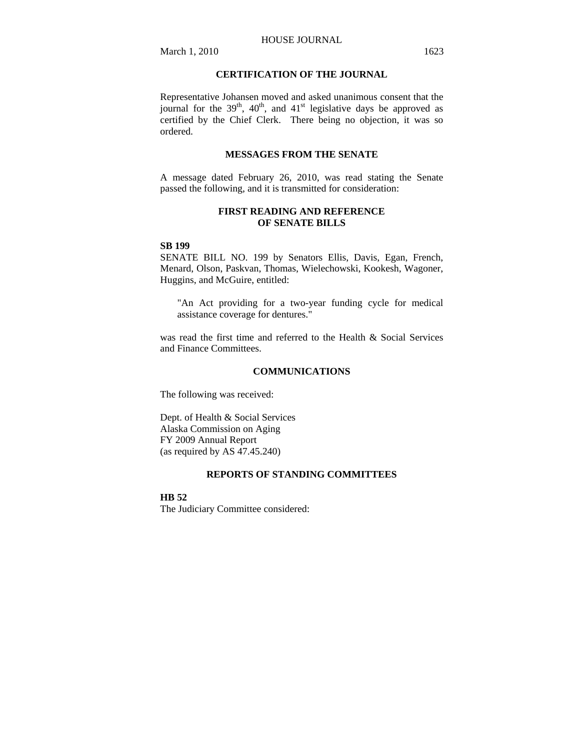## CERTIFICATION OF THE JOURNAL

Representative Johansen moved and asked unanimous consent that the journal for the 39th, 40th, and 41st legislative days be approved as certified by the Chief Clerk. There being no objection, it was so ordered.

## MESSAGES FROM THE SENATE

A message dated February 26, 2010, was read stating the Senate passed the following, and it is transmitted for consideration:

## FIRST READING AND REFERENCE OF SENATE BILLS

**SB 199**

SENATE BILL NO. 199 by Senators Ellis, Davis, Egan, French, Menard, Olson, Paskvan, Thomas, Wielechowski, Kookesh, Wagoner, Huggins, and McGuire, entitled:

> "An Act providing for a two-year funding cycle for medical assistance coverage for dentures."

was read the first time and referred to the Health & Social Services and Finance Committees.

## COMMUNICATIONS

The following was received:

Dept. of Health & Social Services
Alaska Commission on Aging
FY 2009 Annual Report
(as required by AS 47.45.240)

## REPORTS OF STANDING COMMITTEES

**HB 52**

The Judiciary Committee considered: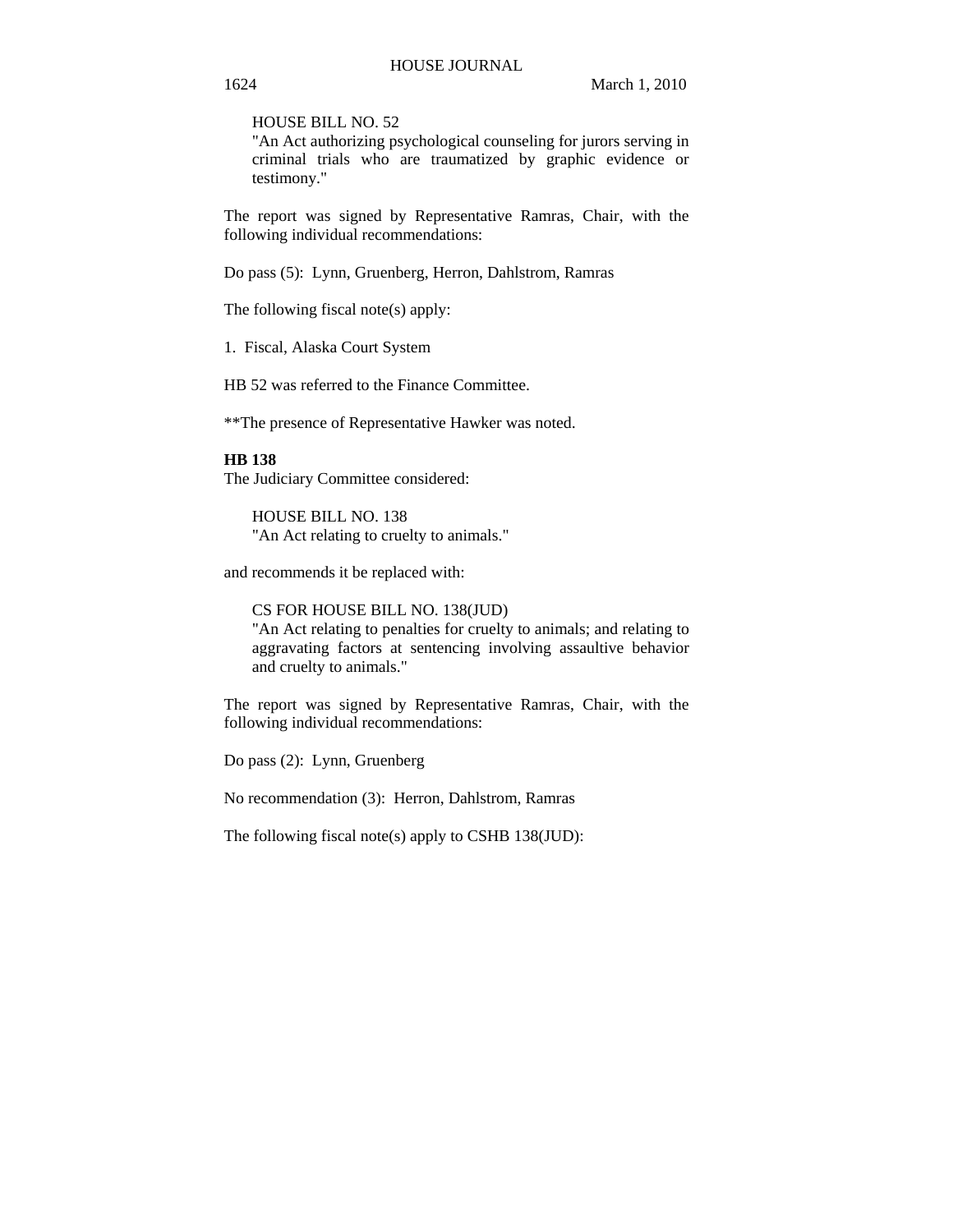HOUSE BILL NO. 52
"An Act authorizing psychological counseling for jurors serving in criminal trials who are traumatized by graphic evidence or testimony."

The report was signed by Representative Ramras, Chair, with the following individual recommendations:

Do pass (5): Lynn, Gruenberg, Herron, Dahlstrom, Ramras

The following fiscal note(s) apply:

1. Fiscal, Alaska Court System

HB 52 was referred to the Finance Committee.

**The presence of Representative Hawker was noted.

**HB 138**

The Judiciary Committee considered:

HOUSE BILL NO. 138
"An Act relating to cruelty to animals."

and recommends it be replaced with:

CS FOR HOUSE BILL NO. 138(JUD)
"An Act relating to penalties for cruelty to animals; and relating to aggravating factors at sentencing involving assaultive behavior and cruelty to animals."

The report was signed by Representative Ramras, Chair, with the following individual recommendations:

Do pass (2): Lynn, Gruenberg

No recommendation (3): Herron, Dahlstrom, Ramras

The following fiscal note(s) apply to CSHB 138(JUD):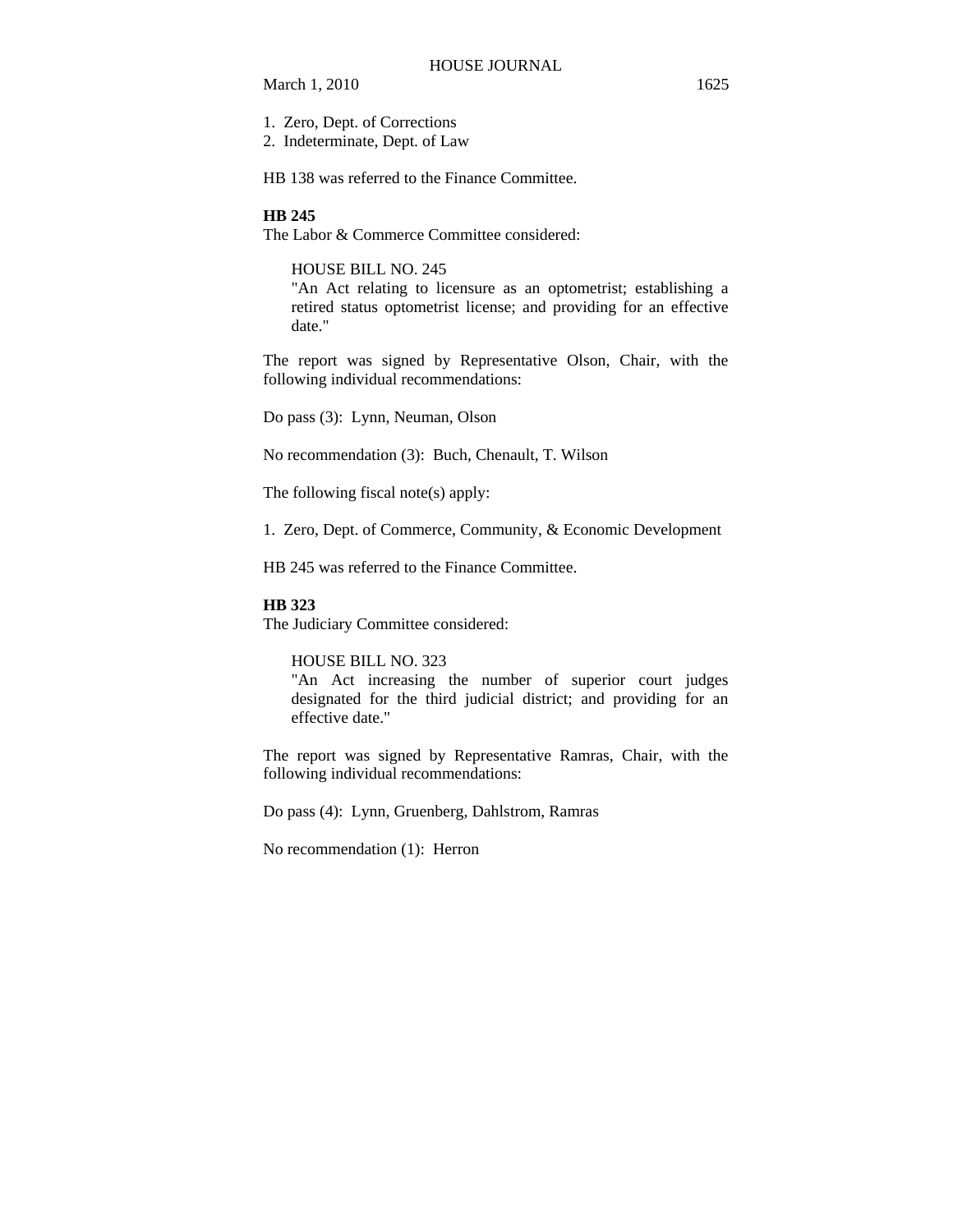1. Zero, Dept. of Corrections
2. Indeterminate, Dept. of Law

HB 138 was referred to the Finance Committee.

**HB 245**

The Labor & Commerce Committee considered:

> HOUSE BILL NO. 245
> "An Act relating to licensure as an optometrist; establishing a retired status optometrist license; and providing for an effective date."

The report was signed by Representative Olson, Chair, with the following individual recommendations:

Do pass (3): Lynn, Neuman, Olson

No recommendation (3): Buch, Chenault, T. Wilson

The following fiscal note(s) apply:

1. Zero, Dept. of Commerce, Community, & Economic Development

HB 245 was referred to the Finance Committee.

**HB 323**

The Judiciary Committee considered:

> HOUSE BILL NO. 323
> "An Act increasing the number of superior court judges designated for the third judicial district; and providing for an effective date."

The report was signed by Representative Ramras, Chair, with the following individual recommendations:

Do pass (4): Lynn, Gruenberg, Dahlstrom, Ramras

No recommendation (1): Herron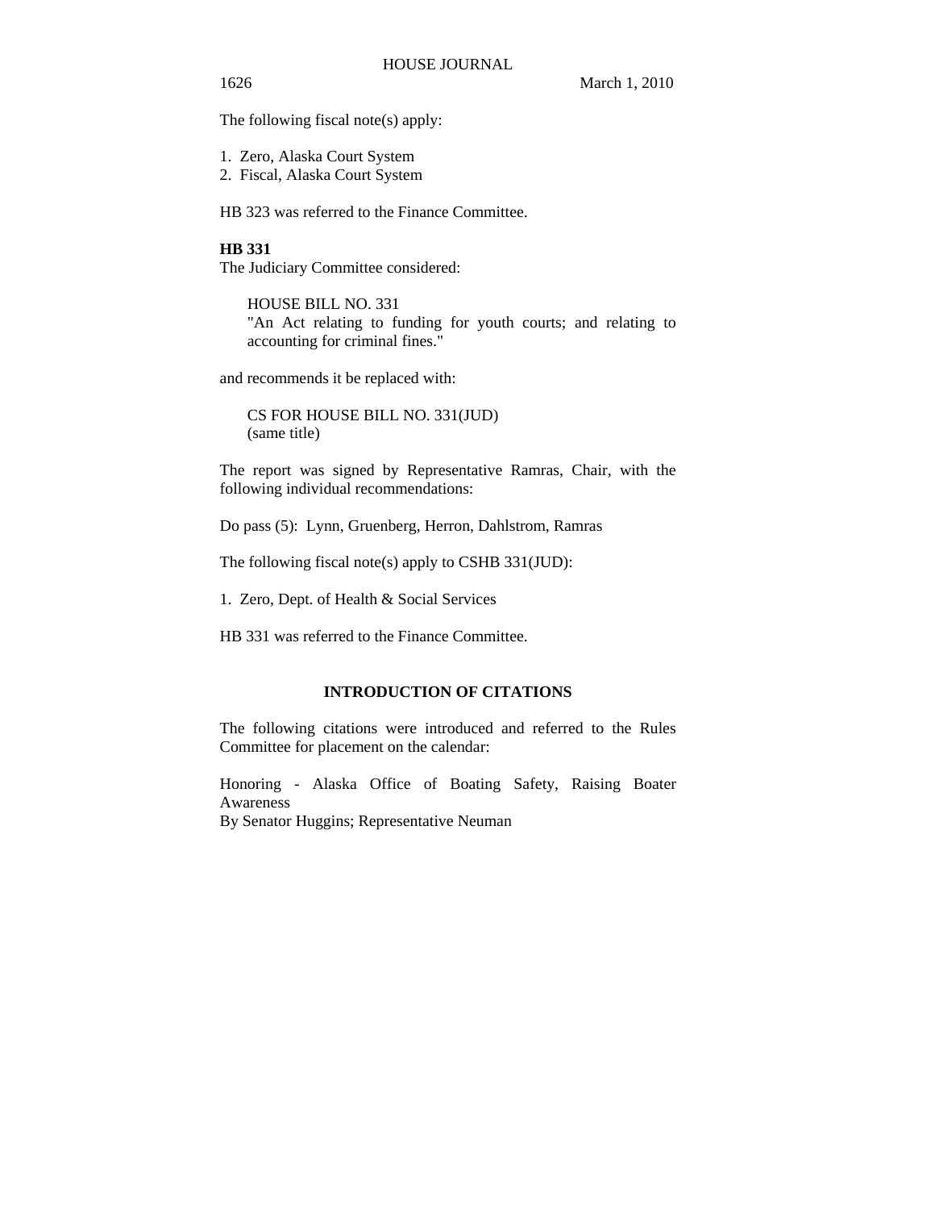The following fiscal note(s) apply:

1. Zero, Alaska Court System
2. Fiscal, Alaska Court System

HB 323 was referred to the Finance Committee.

**HB 331**

The Judiciary Committee considered:

> HOUSE BILL NO. 331
> "An Act relating to funding for youth courts; and relating to accounting for criminal fines."

and recommends it be replaced with:

> CS FOR HOUSE BILL NO. 331(JUD)
> (same title)

The report was signed by Representative Ramras, Chair, with the following individual recommendations:

Do pass (5): Lynn, Gruenberg, Herron, Dahlstrom, Ramras

The following fiscal note(s) apply to CSHB 331(JUD):

1. Zero, Dept. of Health & Social Services

HB 331 was referred to the Finance Committee.

## INTRODUCTION OF CITATIONS

The following citations were introduced and referred to the Rules Committee for placement on the calendar:

Honoring - Alaska Office of Boating Safety, Raising Boater Awareness
By Senator Huggins; Representative Neuman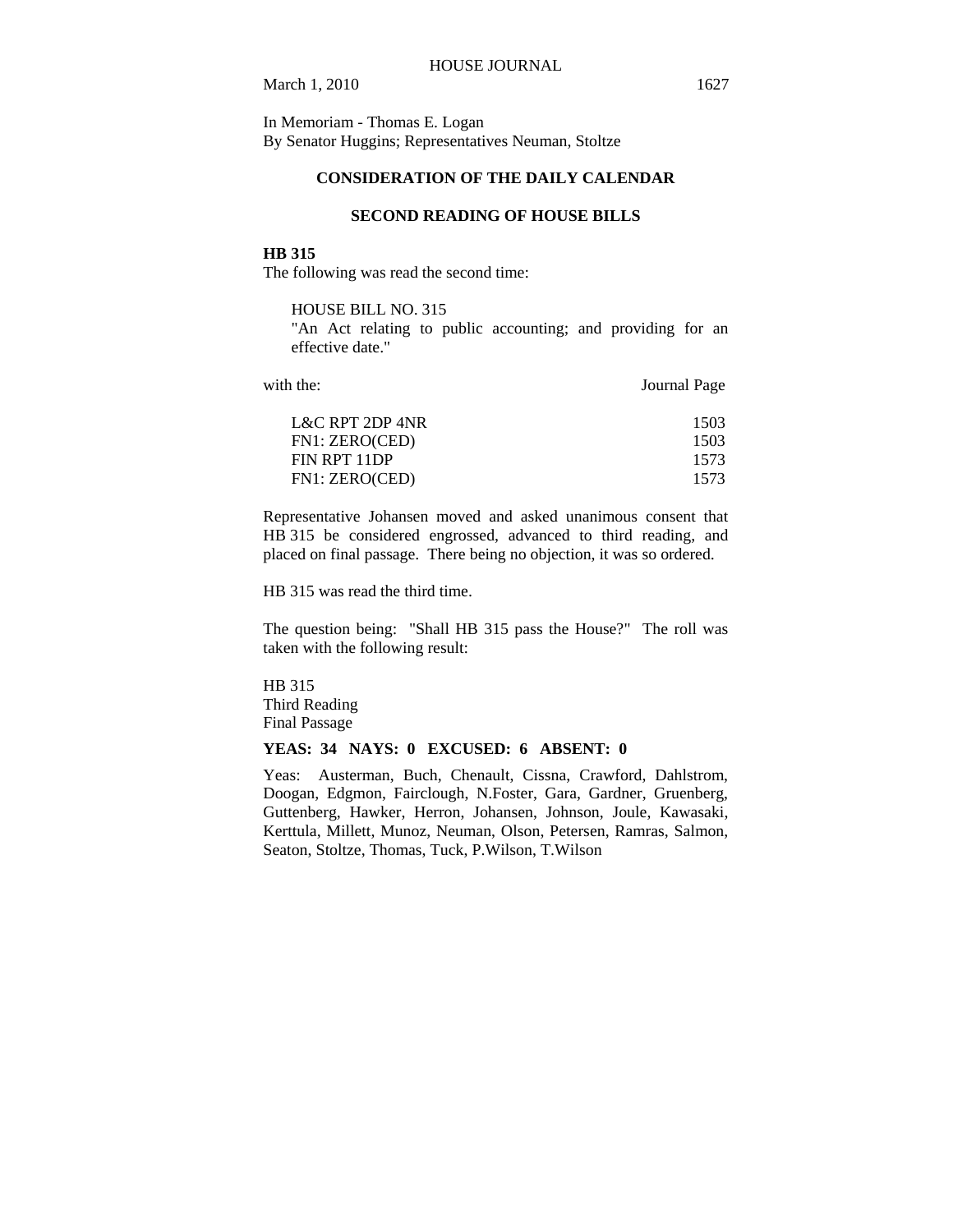In Memoriam - Thomas E. Logan
By Senator Huggins; Representatives Neuman, Stoltze

## CONSIDERATION OF THE DAILY CALENDAR

### SECOND READING OF HOUSE BILLS

**HB 315**
The following was read the second time:

HOUSE BILL NO. 315
"An Act relating to public accounting; and providing for an effective date."

| with the: | Journal Page |
|---|---|
| L&C RPT 2DP 4NR | 1503 |
| FN1: ZERO(CED) | 1503 |
| FIN RPT 11DP | 1573 |
| FN1: ZERO(CED) | 1573 |

Representative Johansen moved and asked unanimous consent that HB 315 be considered engrossed, advanced to third reading, and placed on final passage. There being no objection, it was so ordered.

HB 315 was read the third time.

The question being: "Shall HB 315 pass the House?" The roll was taken with the following result:

HB 315
Third Reading
Final Passage

**YEAS: 34 NAYS: 0 EXCUSED: 6 ABSENT: 0**

Yeas: Austerman, Buch, Chenault, Cissna, Crawford, Dahlstrom, Doogan, Edgmon, Fairclough, N.Foster, Gara, Gardner, Gruenberg, Guttenberg, Hawker, Herron, Johansen, Johnson, Joule, Kawasaki, Kerttula, Millett, Munoz, Neuman, Olson, Petersen, Ramras, Salmon, Seaton, Stoltze, Thomas, Tuck, P.Wilson, T.Wilson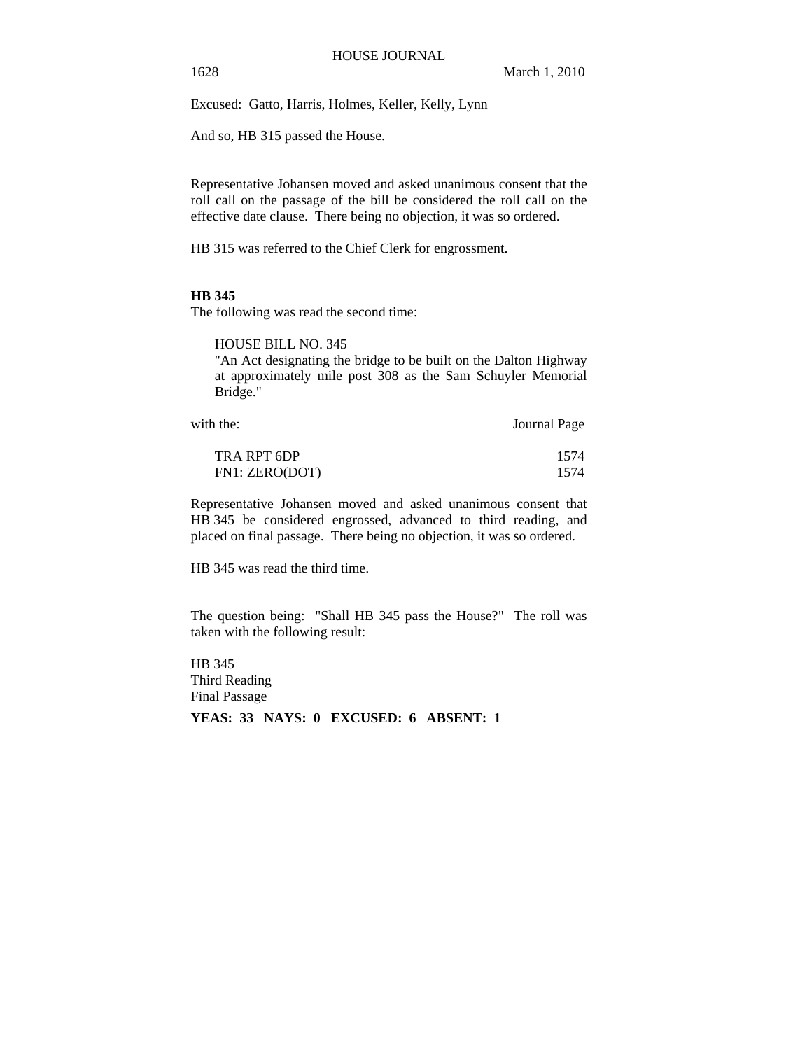Excused: Gatto, Harris, Holmes, Keller, Kelly, Lynn

And so, HB 315 passed the House.

Representative Johansen moved and asked unanimous consent that the roll call on the passage of the bill be considered the roll call on the effective date clause. There being no objection, it was so ordered.

HB 315 was referred to the Chief Clerk for engrossment.

**HB 345**

The following was read the second time:

HOUSE BILL NO. 345
"An Act designating the bridge to be built on the Dalton Highway at approximately mile post 308 as the Sam Schuyler Memorial Bridge."

| with the: | Journal Page |
|---|---|
| TRA RPT 6DP | 1574 |
| FN1: ZERO(DOT) | 1574 |

Representative Johansen moved and asked unanimous consent that HB 345 be considered engrossed, advanced to third reading, and placed on final passage. There being no objection, it was so ordered.

HB 345 was read the third time.

The question being: "Shall HB 345 pass the House?" The roll was taken with the following result:

HB 345
Third Reading
Final Passage

**YEAS: 33 NAYS: 0 EXCUSED: 6 ABSENT: 1**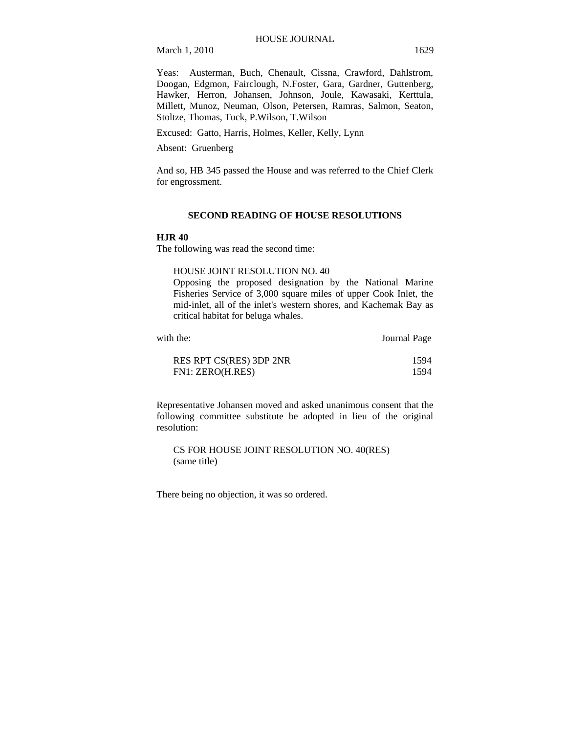Yeas: Austerman, Buch, Chenault, Cissna, Crawford, Dahlstrom, Doogan, Edgmon, Fairclough, N.Foster, Gara, Gardner, Guttenberg, Hawker, Herron, Johansen, Johnson, Joule, Kawasaki, Kerttula, Millett, Munoz, Neuman, Olson, Petersen, Ramras, Salmon, Seaton, Stoltze, Thomas, Tuck, P.Wilson, T.Wilson

Excused: Gatto, Harris, Holmes, Keller, Kelly, Lynn

Absent: Gruenberg

And so, HB 345 passed the House and was referred to the Chief Clerk for engrossment.

## SECOND READING OF HOUSE RESOLUTIONS

**HJR 40**

The following was read the second time:

HOUSE JOINT RESOLUTION NO. 40
Opposing the proposed designation by the National Marine Fisheries Service of 3,000 square miles of upper Cook Inlet, the mid-inlet, all of the inlet's western shores, and Kachemak Bay as critical habitat for beluga whales.

| with the: | Journal Page |
|---|---|
| RES RPT CS(RES) 3DP 2NR | 1594 |
| FN1: ZERO(H.RES) | 1594 |

Representative Johansen moved and asked unanimous consent that the following committee substitute be adopted in lieu of the original resolution:

CS FOR HOUSE JOINT RESOLUTION NO. 40(RES)
(same title)

There being no objection, it was so ordered.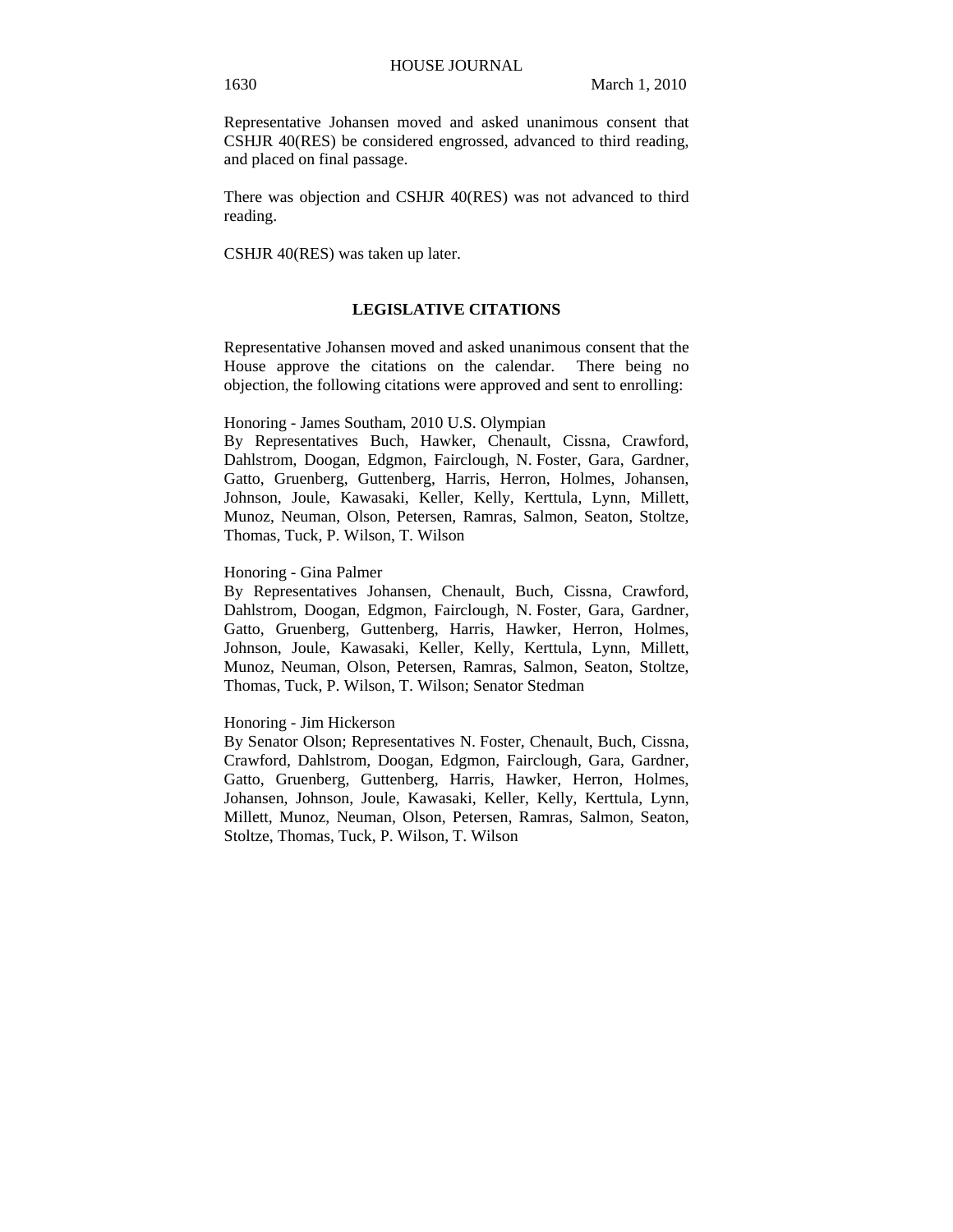Representative Johansen moved and asked unanimous consent that CSHJR 40(RES) be considered engrossed, advanced to third reading, and placed on final passage.

There was objection and CSHJR 40(RES) was not advanced to third reading.

CSHJR 40(RES) was taken up later.

## LEGISLATIVE CITATIONS

Representative Johansen moved and asked unanimous consent that the House approve the citations on the calendar. There being no objection, the following citations were approved and sent to enrolling:

Honoring - James Southam, 2010 U.S. Olympian
By Representatives Buch, Hawker, Chenault, Cissna, Crawford, Dahlstrom, Doogan, Edgmon, Fairclough, N. Foster, Gara, Gardner, Gatto, Gruenberg, Guttenberg, Harris, Herron, Holmes, Johansen, Johnson, Joule, Kawasaki, Keller, Kelly, Kerttula, Lynn, Millett, Munoz, Neuman, Olson, Petersen, Ramras, Salmon, Seaton, Stoltze, Thomas, Tuck, P. Wilson, T. Wilson

Honoring - Gina Palmer
By Representatives Johansen, Chenault, Buch, Cissna, Crawford, Dahlstrom, Doogan, Edgmon, Fairclough, N. Foster, Gara, Gardner, Gatto, Gruenberg, Guttenberg, Harris, Hawker, Herron, Holmes, Johnson, Joule, Kawasaki, Keller, Kelly, Kerttula, Lynn, Millett, Munoz, Neuman, Olson, Petersen, Ramras, Salmon, Seaton, Stoltze, Thomas, Tuck, P. Wilson, T. Wilson; Senator Stedman

Honoring - Jim Hickerson
By Senator Olson; Representatives N. Foster, Chenault, Buch, Cissna, Crawford, Dahlstrom, Doogan, Edgmon, Fairclough, Gara, Gardner, Gatto, Gruenberg, Guttenberg, Harris, Hawker, Herron, Holmes, Johansen, Johnson, Joule, Kawasaki, Keller, Kelly, Kerttula, Lynn, Millett, Munoz, Neuman, Olson, Petersen, Ramras, Salmon, Seaton, Stoltze, Thomas, Tuck, P. Wilson, T. Wilson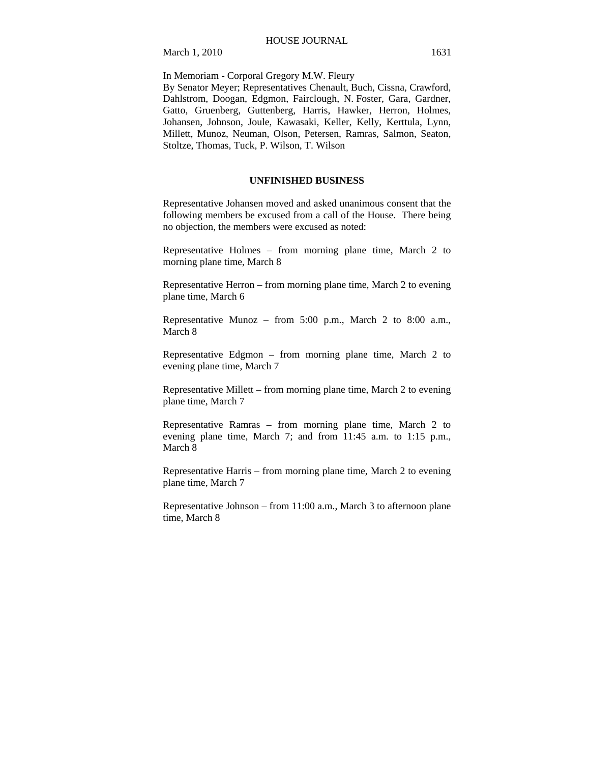In Memoriam - Corporal Gregory M.W. Fleury
By Senator Meyer; Representatives Chenault, Buch, Cissna, Crawford, Dahlstrom, Doogan, Edgmon, Fairclough, N. Foster, Gara, Gardner, Gatto, Gruenberg, Guttenberg, Harris, Hawker, Herron, Holmes, Johansen, Johnson, Joule, Kawasaki, Keller, Kelly, Kerttula, Lynn, Millett, Munoz, Neuman, Olson, Petersen, Ramras, Salmon, Seaton, Stoltze, Thomas, Tuck, P. Wilson, T. Wilson

## UNFINISHED BUSINESS

Representative Johansen moved and asked unanimous consent that the following members be excused from a call of the House. There being no objection, the members were excused as noted:

Representative Holmes – from morning plane time, March 2 to morning plane time, March 8

Representative Herron – from morning plane time, March 2 to evening plane time, March 6

Representative Munoz – from 5:00 p.m., March 2 to 8:00 a.m., March 8

Representative Edgmon – from morning plane time, March 2 to evening plane time, March 7

Representative Millett – from morning plane time, March 2 to evening plane time, March 7

Representative Ramras – from morning plane time, March 2 to evening plane time, March 7; and from 11:45 a.m. to 1:15 p.m., March 8

Representative Harris – from morning plane time, March 2 to evening plane time, March 7

Representative Johnson – from 11:00 a.m., March 3 to afternoon plane time, March 8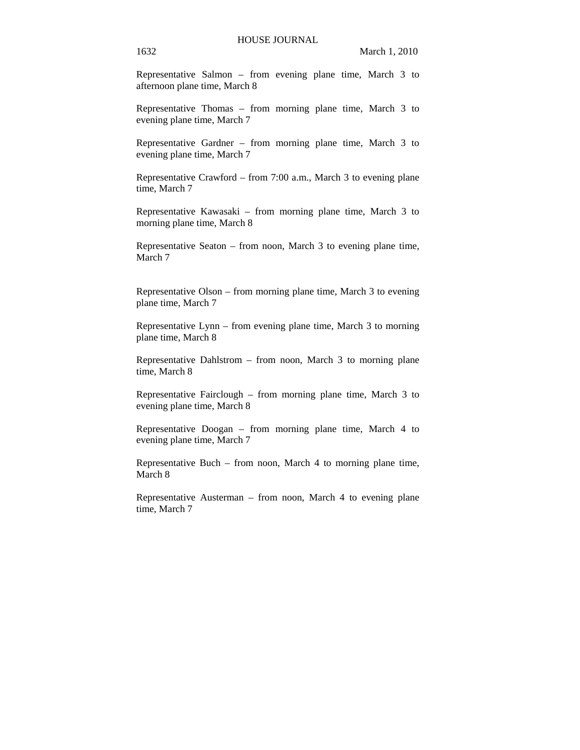Representative Salmon – from evening plane time, March 3 to afternoon plane time, March 8

Representative Thomas – from morning plane time, March 3 to evening plane time, March 7

Representative Gardner – from morning plane time, March 3 to evening plane time, March 7

Representative Crawford – from 7:00 a.m., March 3 to evening plane time, March 7

Representative Kawasaki – from morning plane time, March 3 to morning plane time, March 8

Representative Seaton – from noon, March 3 to evening plane time, March 7

Representative Olson – from morning plane time, March 3 to evening plane time, March 7

Representative Lynn – from evening plane time, March 3 to morning plane time, March 8

Representative Dahlstrom – from noon, March 3 to morning plane time, March 8

Representative Fairclough – from morning plane time, March 3 to evening plane time, March 8

Representative Doogan – from morning plane time, March 4 to evening plane time, March 7

Representative Buch – from noon, March 4 to morning plane time, March 8

Representative Austerman – from noon, March 4 to evening plane time, March 7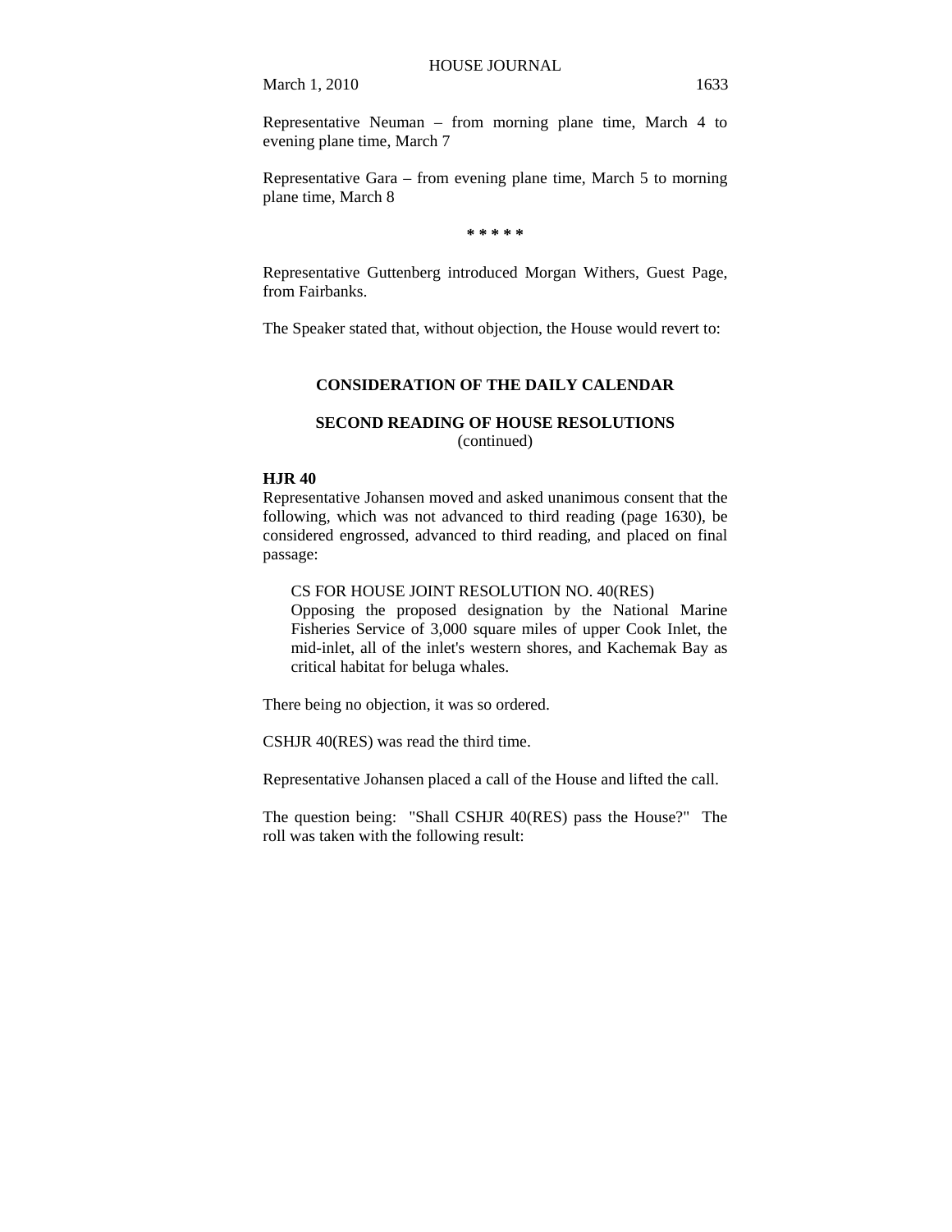Representative Neuman – from morning plane time, March 4 to evening plane time, March 7

Representative Gara – from evening plane time, March 5 to morning plane time, March 8

\* \* \* \* \*

Representative Guttenberg introduced Morgan Withers, Guest Page, from Fairbanks.

The Speaker stated that, without objection, the House would revert to:

## CONSIDERATION OF THE DAILY CALENDAR

## SECOND READING OF HOUSE RESOLUTIONS
(continued)

**HJR 40**

Representative Johansen moved and asked unanimous consent that the following, which was not advanced to third reading (page 1630), be considered engrossed, advanced to third reading, and placed on final passage:

> CS FOR HOUSE JOINT RESOLUTION NO. 40(RES)
> Opposing the proposed designation by the National Marine Fisheries Service of 3,000 square miles of upper Cook Inlet, the mid-inlet, all of the inlet's western shores, and Kachemak Bay as critical habitat for beluga whales.

There being no objection, it was so ordered.

CSHJR 40(RES) was read the third time.

Representative Johansen placed a call of the House and lifted the call.

The question being: "Shall CSHJR 40(RES) pass the House?" The roll was taken with the following result: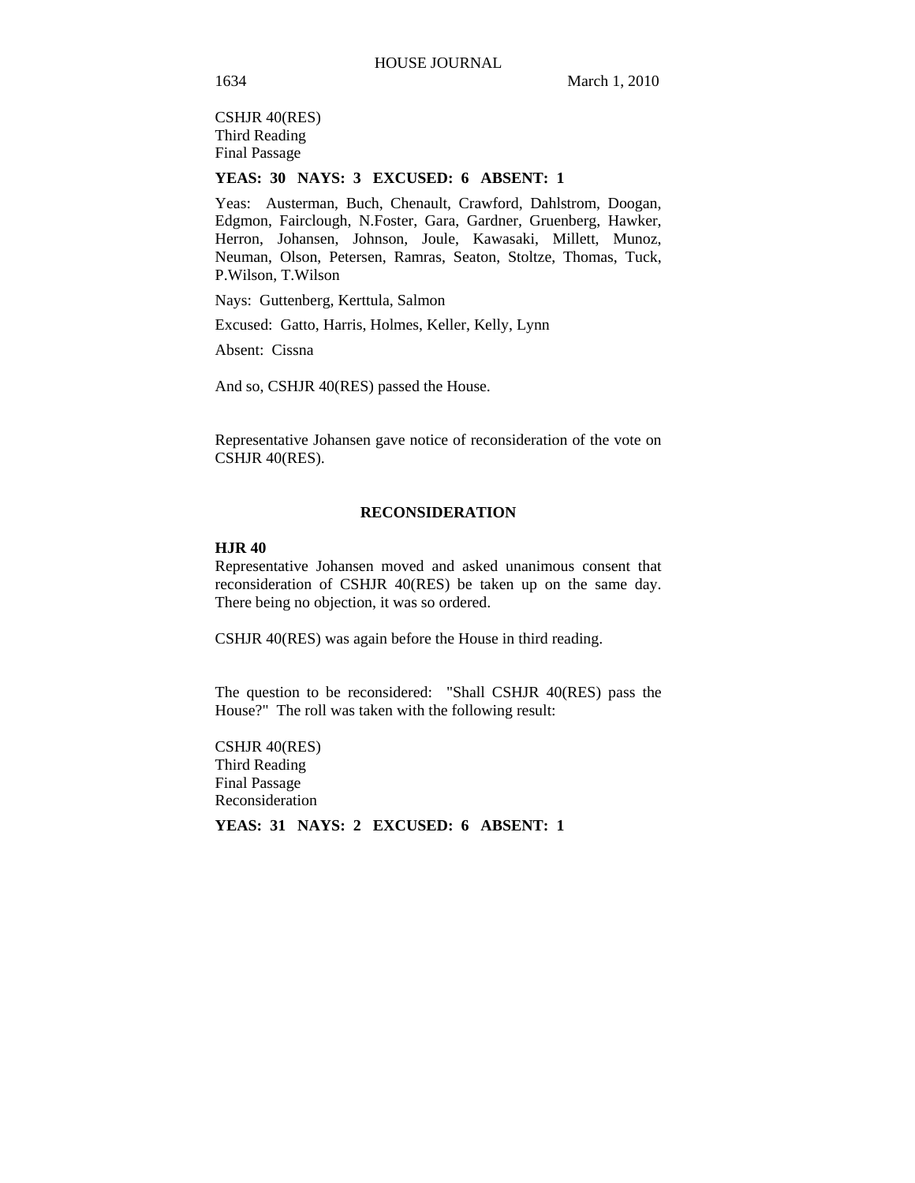CSHJR 40(RES)
Third Reading
Final Passage

**YEAS: 30 NAYS: 3 EXCUSED: 6 ABSENT: 1**

Yeas: Austerman, Buch, Chenault, Crawford, Dahlstrom, Doogan, Edgmon, Fairclough, N.Foster, Gara, Gardner, Gruenberg, Hawker, Herron, Johansen, Johnson, Joule, Kawasaki, Millett, Munoz, Neuman, Olson, Petersen, Ramras, Seaton, Stoltze, Thomas, Tuck, P.Wilson, T.Wilson

Nays: Guttenberg, Kerttula, Salmon

Excused: Gatto, Harris, Holmes, Keller, Kelly, Lynn

Absent: Cissna

And so, CSHJR 40(RES) passed the House.

Representative Johansen gave notice of reconsideration of the vote on CSHJR 40(RES).

## RECONSIDERATION

**HJR 40**

Representative Johansen moved and asked unanimous consent that reconsideration of CSHJR 40(RES) be taken up on the same day. There being no objection, it was so ordered.

CSHJR 40(RES) was again before the House in third reading.

The question to be reconsidered: "Shall CSHJR 40(RES) pass the House?" The roll was taken with the following result:

CSHJR 40(RES)
Third Reading
Final Passage
Reconsideration

**YEAS: 31 NAYS: 2 EXCUSED: 6 ABSENT: 1**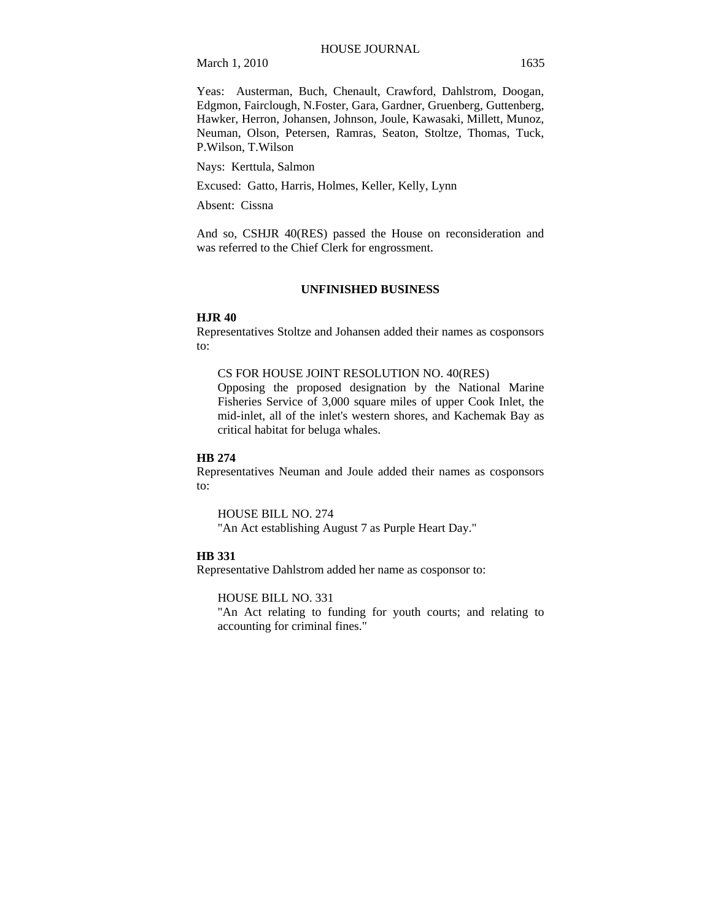Yeas:  Austerman, Buch, Chenault, Crawford, Dahlstrom, Doogan, Edgmon, Fairclough, N.Foster, Gara, Gardner, Gruenberg, Guttenberg, Hawker, Herron, Johansen, Johnson, Joule, Kawasaki, Millett, Munoz, Neuman, Olson, Petersen, Ramras, Seaton, Stoltze, Thomas, Tuck, P.Wilson, T.Wilson

Nays:  Kerttula, Salmon

Excused:  Gatto, Harris, Holmes, Keller, Kelly, Lynn

Absent:  Cissna

And so, CSHJR 40(RES) passed the House on reconsideration and was referred to the Chief Clerk for engrossment.

## UNFINISHED BUSINESS

**HJR 40**

Representatives Stoltze and Johansen added their names as cosponsors to:

> CS FOR HOUSE JOINT RESOLUTION NO. 40(RES)
> Opposing the proposed designation by the National Marine Fisheries Service of 3,000 square miles of upper Cook Inlet, the mid-inlet, all of the inlet's western shores, and Kachemak Bay as critical habitat for beluga whales.

**HB 274**

Representatives Neuman and Joule added their names as cosponsors to:

> HOUSE BILL NO. 274
> "An Act establishing August 7 as Purple Heart Day."

**HB 331**

Representative Dahlstrom added her name as cosponsor to:

> HOUSE BILL NO. 331
> "An Act relating to funding for youth courts; and relating to accounting for criminal fines."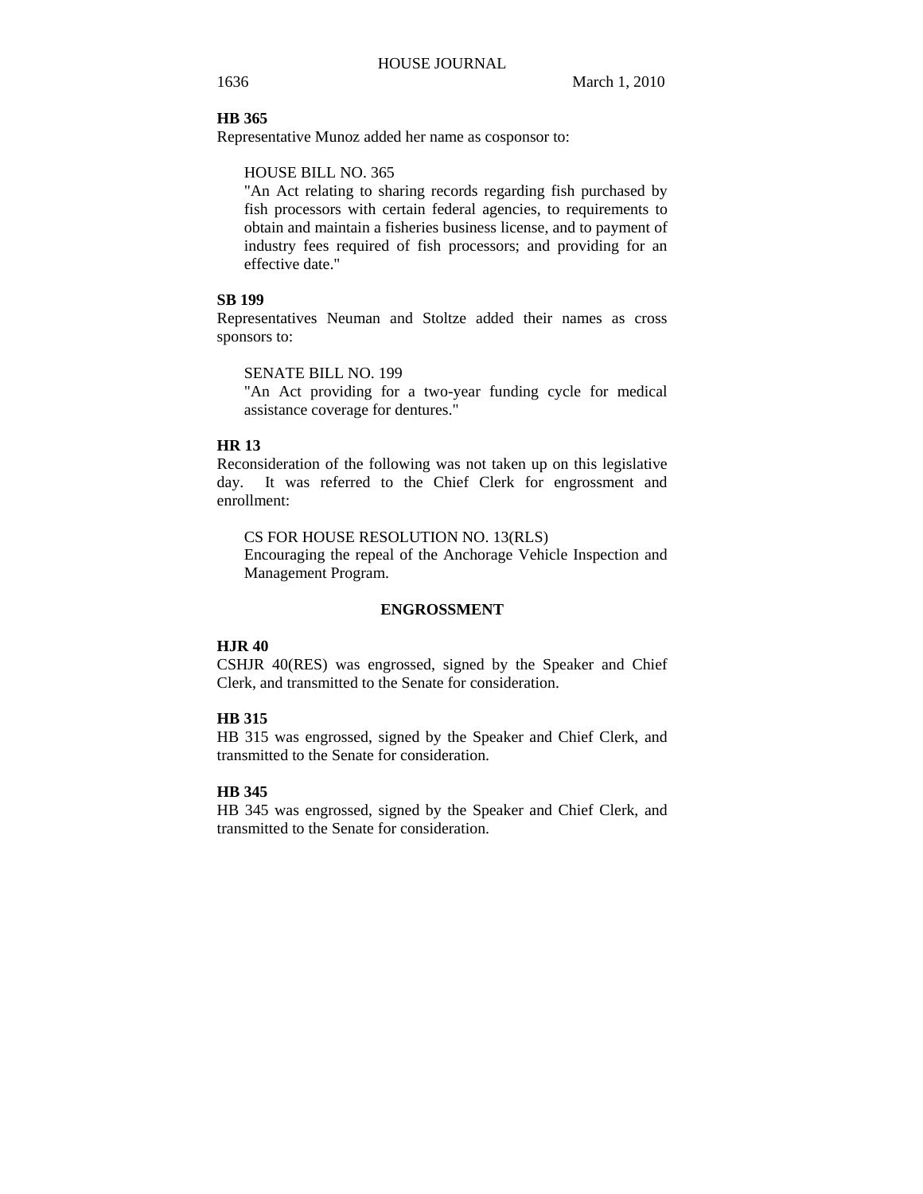**HB 365**

Representative Munoz added her name as cosponsor to:

> HOUSE BILL NO. 365
>
> "An Act relating to sharing records regarding fish purchased by fish processors with certain federal agencies, to requirements to obtain and maintain a fisheries business license, and to payment of industry fees required of fish processors; and providing for an effective date."

**SB 199**

Representatives Neuman and Stoltze added their names as cross sponsors to:

> SENATE BILL NO. 199
>
> "An Act providing for a two-year funding cycle for medical assistance coverage for dentures."

**HR 13**

Reconsideration of the following was not taken up on this legislative day. It was referred to the Chief Clerk for engrossment and enrollment:

> CS FOR HOUSE RESOLUTION NO. 13(RLS)
>
> Encouraging the repeal of the Anchorage Vehicle Inspection and Management Program.

## ENGROSSMENT

**HJR 40**

CSHJR 40(RES) was engrossed, signed by the Speaker and Chief Clerk, and transmitted to the Senate for consideration.

**HB 315**

HB 315 was engrossed, signed by the Speaker and Chief Clerk, and transmitted to the Senate for consideration.

**HB 345**

HB 345 was engrossed, signed by the Speaker and Chief Clerk, and transmitted to the Senate for consideration.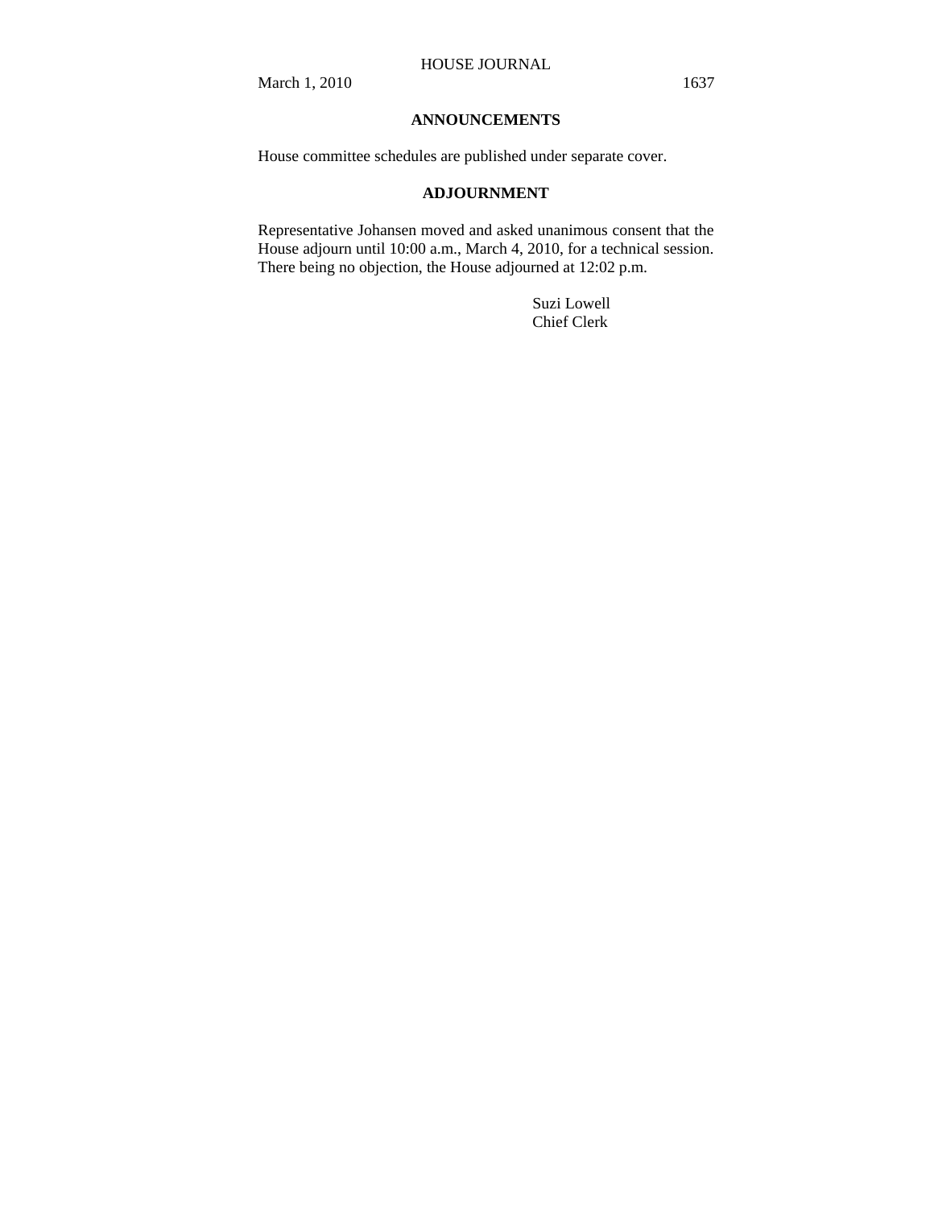## ANNOUNCEMENTS

House committee schedules are published under separate cover.

## ADJOURNMENT

Representative Johansen moved and asked unanimous consent that the House adjourn until 10:00 a.m., March 4, 2010, for a technical session. There being no objection, the House adjourned at 12:02 p.m.

Suzi Lowell
Chief Clerk